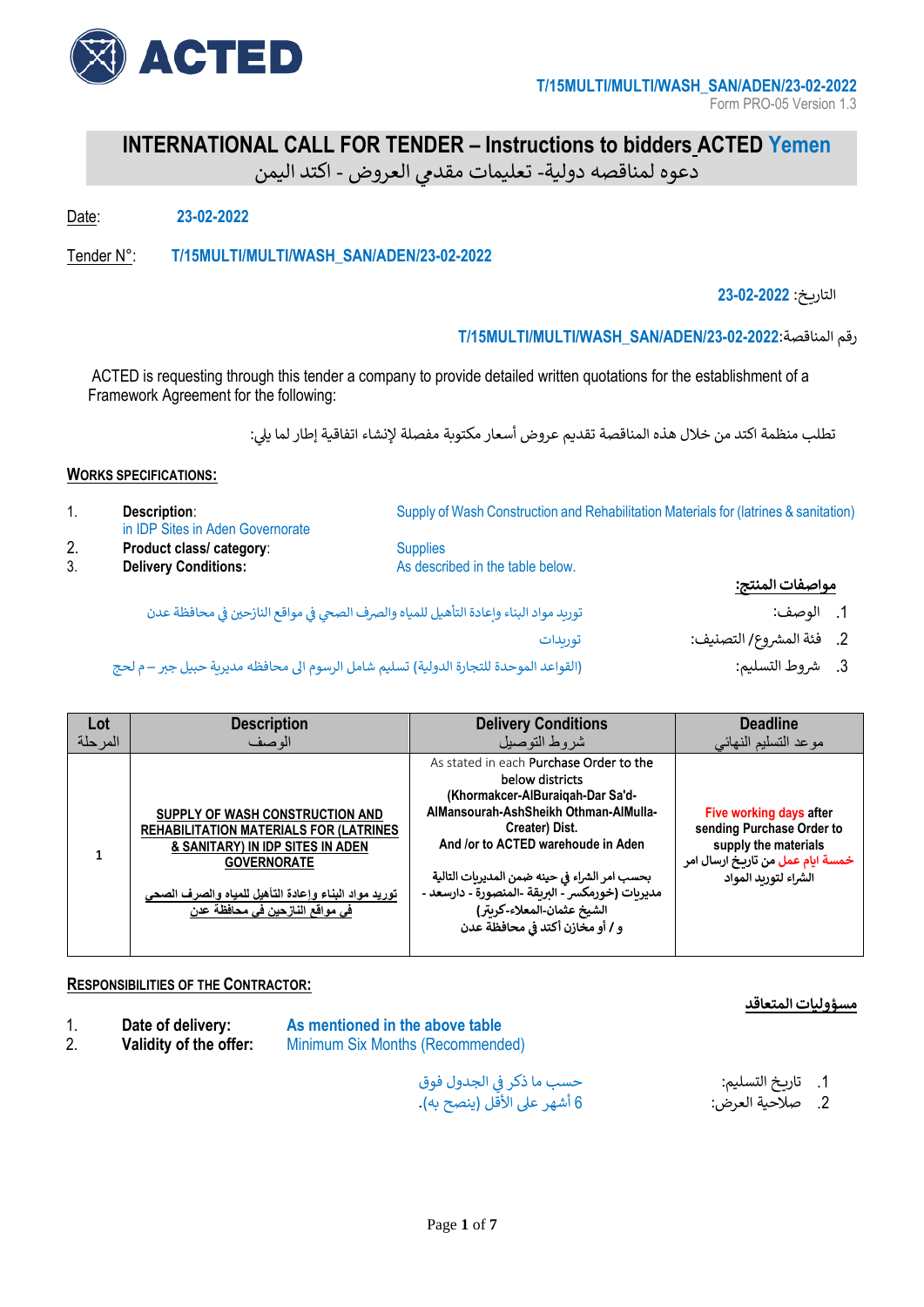ACTED

T/15MULTI/MULTI/WASH_SAN/ADEN/23-02-2022
Form PRO-05 Version 1.3

# INTERNATIONAL CALL FOR TENDER – Instructions to bidders ACTED Yemen
# دعوه لمناقصه دولية- تعليمات مقدمي العروض - اكتد اليمن

Date: 23-02-2022

Tender N°: T/15MULTI/MULTI/WASH_SAN/ADEN/23-02-2022

التاريخ: 23-02-2022

رقم المناقصة:T/15MULTI/MULTI/WASH_SAN/ADEN/23-02-2022

ACTED is requesting through this tender a company to provide detailed written quotations for the establishment of a Framework Agreement for the following:

تطلب منظمة اكتد من خلال هذه المناقصة تقديم عروض أسعار مكتوبة مفصلة لإنشاء اتفاقية إطار لما يلي:

## WORKS SPECIFICATIONS:

1. **Description**: Supply of Wash Construction and Rehabilitation Materials for (latrines & sanitation) in IDP Sites in Aden Governorate
2. **Product class/ category**: Supplies
3. **Delivery Conditions:** As described in the table below.

## مواصفات المنتج:

1. الوصف: توريد مواد البناء وإعادة التأهيل للمياه والصرف الصحي في مواقع النازحين في محافظة عدن
2. فئة المشروع/ التصنيف: توريدات
3. شروط التسليم: (القواعد الموحدة للتجارة الدولية) تسليم شامل الرسوم الى محافظه مديرية حبيل جبر – م لحج

| Lot<br>المرحلة | Description<br>الوصف | Delivery Conditions<br>شروط التوصيل | Deadline<br>موعد التسليم النهائي |
|---|---|---|---|
| 1 | **SUPPLY OF WASH CONSTRUCTION AND REHABILITATION MATERIALS FOR (LATRINES & SANITARY) IN IDP SITES IN ADEN GOVERNORATE**<br><br>**توريد مواد البناء وإعادة التأهيل للمياه والصرف الصحي في مواقع النازحين في محافظة عدن** | As stated in each Purchase Order to the below districts **(Khormakcer-AlBuraiqah-Dar Sa'd-AlMansourah-AshSheikh Othman-AlMulla-Creater) Dist. And /or to ACTED warehoude in Aden**<br><br>**بحسب امر الشراء في حينه ضمن المديريات التالية مديريات (خورمكسر - البريقة -المنصورة - دارسعد - الشيخ عثمان-المعلاء-كريتر) و / أو مخازن أكتد في محافظة عدن** | **Five working days after sending Purchase Order to supply the materials**<br>**خمسة ايام عمل من تاريخ ارسال امر الشراء لتوريد المواد** |

## RESPONSIBILITIES OF THE CONTRACTOR:

1. **Date of delivery:** As mentioned in the above table
2. **Validity of the offer:** Minimum Six Months (Recommended)

## مسؤوليات المتعاقد

1. تاريخ التسليم: حسب ما ذكر في الجدول فوق
2. صلاحية العرض: 6 أشهر على الأقل (ينصح به).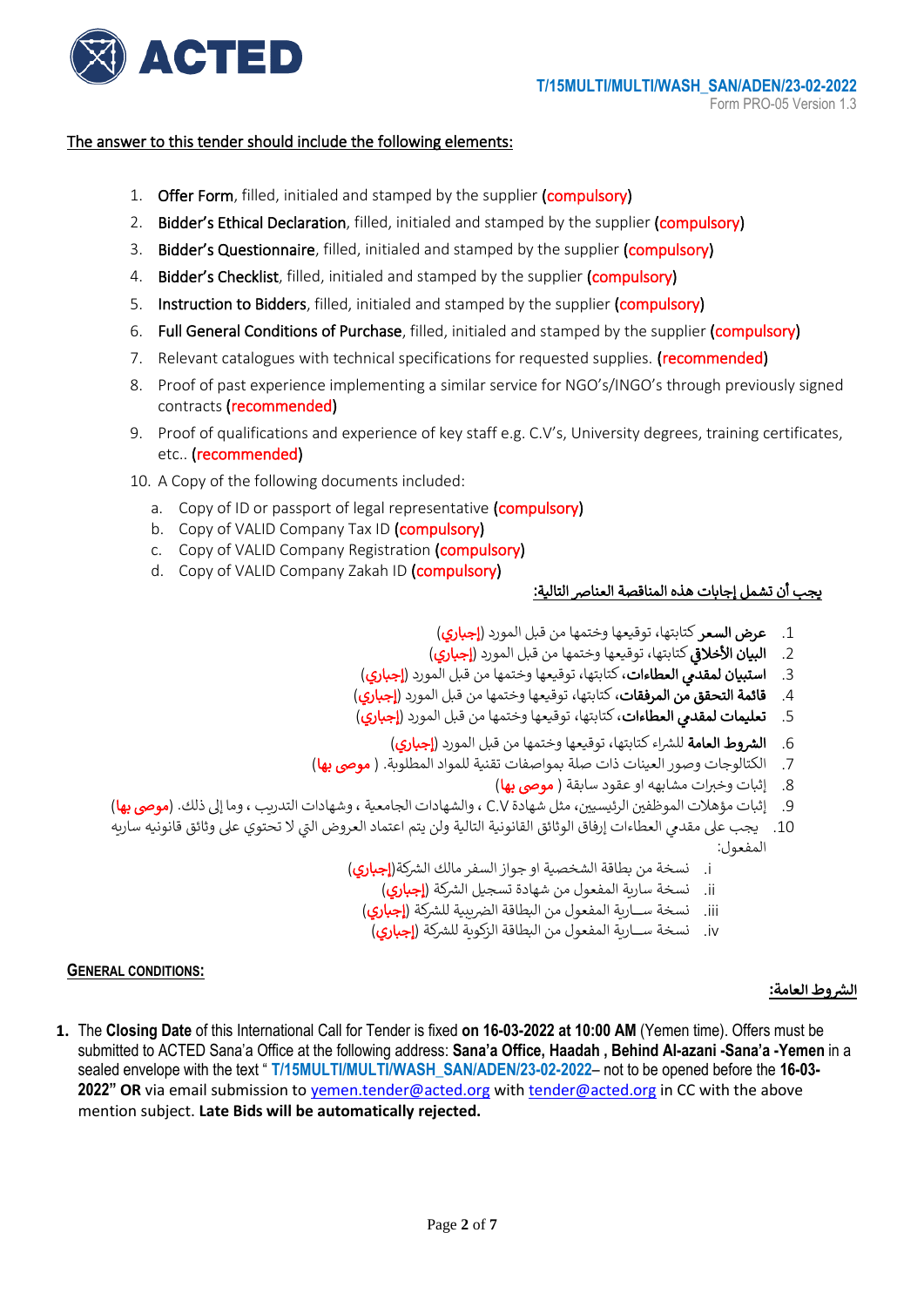T/15MULTI/MULTI/WASH_SAN/ADEN/23-02-2022
Form PRO-05 Version 1.3

The answer to this tender should include the following elements:

1. Offer Form, filled, initialed and stamped by the supplier (compulsory)
2. Bidder's Ethical Declaration, filled, initialed and stamped by the supplier (compulsory)
3. Bidder's Questionnaire, filled, initialed and stamped by the supplier (compulsory)
4. Bidder's Checklist, filled, initialed and stamped by the supplier (compulsory)
5. Instruction to Bidders, filled, initialed and stamped by the supplier (compulsory)
6. Full General Conditions of Purchase, filled, initialed and stamped by the supplier (compulsory)
7. Relevant catalogues with technical specifications for requested supplies. (recommended)
8. Proof of past experience implementing a similar service for NGO's/INGO's through previously signed contracts (recommended)
9. Proof of qualifications and experience of key staff e.g. C.V's, University degrees, training certificates, etc.. (recommended)
10. A Copy of the following documents included:
    a. Copy of ID or passport of legal representative (compulsory)
    b. Copy of VALID Company Tax ID (compulsory)
    c. Copy of VALID Company Registration (compulsory)
    d. Copy of VALID Company Zakah ID (compulsory)

**يجب أن تشمل إجابات هذه المناقصة العناصر التالية:**

1. **عرض السعر** كتابتها، توقيعها وختمها من قبل المورد (إجباري)
2. **البيان الأخلاقي** كتابتها، توقيعها وختمها من قبل المورد (إجباري)
3. **استبيان لمقدمي العطاءات**، كتابتها، توقيعها وختمها من قبل المورد (إجباري)
4. **قائمة التحقق من المرفقات**، كتابتها، توقيعها وختمها من قبل المورد (إجباري)
5. **تعليمات لمقدمي العطاءات**، كتابتها، توقيعها وختمها من قبل المورد (إجباري)
6. **الشروط العامة** للشراء كتابتها، توقيعها وختمها من قبل المورد (إجباري)
7. الكتالوجات وصور العينات ذات صلة بمواصفات تقنية للمواد المطلوبة. ( موصى بها)
8. إثبات وخبرات مشابهه او عقود سابقة ( موصى بها)
9. إثبات مؤهلات الموظفين الرئيسيين، مثل شهادة C.V ، والشهادات الجامعية ، وشهادات التدريب ، وما إلى ذلك. (موصى بها)
10. يجب على مقدمي العطاءات إرفاق الوثائق القانونية التالية ولن يتم اعتماد العروض التي لا تحتوي على وثائق قانونيه ساريه المفعول:
    i. نسخة من بطاقة الشخصية او جواز السفر مالك الشركة(إجباري)
    ii. نسخة سارية المفعول من شهادة تسجيل الشركة (إجباري)
    iii. نسخة ســارية المفعول من البطاقة الضريبة للشركة (إجباري)
    iv. نسخة ســارية المفعول من البطاقة الزكوية للشركة (إجباري)

## GENERAL CONDITIONS:

## الشروط العامة:

1. The **Closing Date** of this International Call for Tender is fixed **on 16-03-2022 at 10:00 AM** (Yemen time). Offers must be submitted to ACTED Sana'a Office at the following address: **Sana'a Office, Haadah , Behind Al-azani -Sana'a -Yemen** in a sealed envelope with the text " **T/15MULTI/MULTI/WASH_SAN/ADEN/23-02-2022**– not to be opened before the **16-03-2022" OR** via email submission to yemen.tender@acted.org with tender@acted.org in CC with the above mention subject. **Late Bids will be automatically rejected.**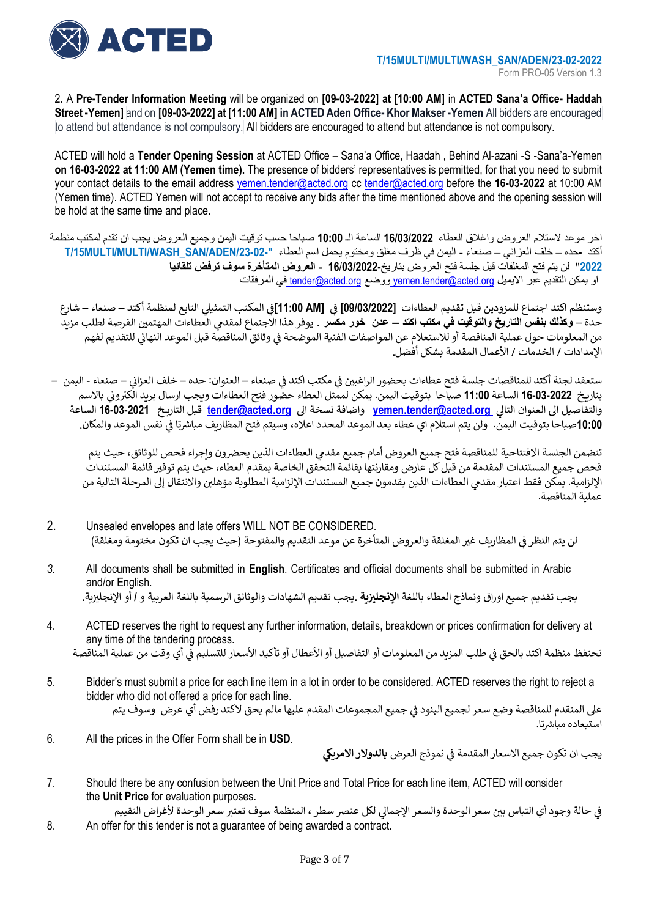2. A **Pre-Tender Information Meeting** will be organized on **[09-03-2022] at [10:00 AM]** in **ACTED Sana'a Office- Haddah Street -Yemen]** and on **[09-03-2022] at [11:00 AM] in ACTED Aden Office- Khor Makser -Yemen** All bidders are encouraged to attend but attendance is not compulsory. All bidders are encouraged to attend but attendance is not compulsory.

ACTED will hold a **Tender Opening Session** at ACTED Office – Sana'a Office, Haadah , Behind Al-azani -S -Sana'a-Yemen **on 16-03-2022 at 11:00 AM (Yemen time).** The presence of bidders' representatives is permitted, for that you need to submit your contact details to the email address yemen.tender@acted.org cc tender@acted.org before the **16-03-2022** at 10:00 AM (Yemen time). ACTED Yemen will not accept to receive any bids after the time mentioned above and the opening session will be hold at the same time and place.

اخر موعد لاستلام العروض واغلاق العطاء **16/03/2022** الساعة الـ **10:00** صباحا حسب توقيت اليمن وجميع العروض يجب ان تقدم لمكتب منظمة أكتد -حده – خلف العزاني – صنعاء - اليمن في ظرف مغلق ومختوم يحمل اسم العطاء **"T/15MULTI/MULTI/WASH_SAN/ADEN/23-02-2022"** لن يتم فتح المغلفات قبل جلسة فتح العروض بتاريخ-**16/03/2022 - العروض المتأخرة سوف ترفض تلقائيا**
او يمكن التقديم عبر الايميل yemen.tender@acted.org ووضع tender@acted.org في المرفقات

وستنظم اكتد اجتماع للمزودين قبل تقديم العطاءات **[09/03/2022]** في **[11:00 AM]** في المكتب التمثيلي التابع لمنظمة أكتد – صنعاء – شارع حدة – **وكذلك بنفس التاريخ والتوقيت في مكتب اكتد – عدن خور مكسر** . يوفر هذا الاجتماع لمقدمي العطاءات المهتمين الفرصة لطلب مزيد من المعلومات حول عملية المناقصة أو للاستعلام عن المواصفات الفنية الموضحة في وثائق المناقصة قبل الموعد النهائي للتقديم لفهم الإمدادات / الخدمات / الأعمال المقدمة بشكل أفضل.

ستعقد لجنة أكتد للمناقصات جلسة فتح عطاءات بحضور الراغبين في مكتب اكتد في صنعاء – العنوان: حده – خلف العزاني – صنعاء - اليمن – بتاريخ **16-03-2022** الساعة **11:00** صباحا بتوقيت اليمن. يمكن لممثل العطاء حضور فتح العطاءات ويجب ارسال بريد الكتروني بالاسم والتفاصيل الى العنوان التالي **yemen.tender@acted.org** واضافة نسخة الى **tender@acted.org** قبل التاريخ **16-03-2021** الساعة **10:00**صباحا بتوقيت اليمن. ولن يتم استلام اي عطاء بعد الموعد المحدد اعلاه، وسيتم فتح المظاريف مباشرتا في نفس الموعد والمكان.

تتضمن الجلسة الافتتاحية للمناقصة فتح جميع العروض أمام جميع مقدمي العطاءات الذين يحضرون وإجراء فحص للوثائق، حيث يتم فحص جميع المستندات المقدمة من قبل كل عارض ومقارنتها بقائمة التحقق الخاصة بمقدم العطاء، حيث يتم توفير قائمة المستندات الإلزامية. يمكن فقط اعتبار مقدمي العطاءات الذين يقدمون جميع المستندات الإلزامية المطلوبة مؤهلين والانتقال إلى المرحلة التالية من عملية المناقصة.

2. Unsealed envelopes and late offers WILL NOT BE CONSIDERED.
لن يتم النظر في المظاريف غير المغلقة والعروض المتأخرة عن موعد التقديم والمفتوحة (حيث يجب ان تكون مختومة ومغلقة)

3. All documents shall be submitted in **English**. Certificates and official documents shall be submitted in Arabic and/or English.
يجب تقديم جميع اوراق ونماذج العطاء باللغة **الإنجليزية**. يجب تقديم الشهادات والوثائق الرسمية باللغة العربية و / أو الإنجليزية.

4. ACTED reserves the right to request any further information, details, breakdown or prices confirmation for delivery at any time of the tendering process.
تحتفظ منظمة اكتد بالحق في طلب المزيد من المعلومات أو التفاصيل أو الأعطال أو تأكيد الأسعار للتسليم في أي وقت من عملية المناقصة

5. Bidder's must submit a price for each line item in a lot in order to be considered. ACTED reserves the right to reject a bidder who did not offered a price for each line.
على المتقدم للمناقصة وضع سعر لجميع البنود في جميع المجموعات المقدم عليها مالم يحق لاكتد رفض أي عرض وسوف يتم استبعاده مباشرتا.

6. All the prices in the Offer Form shall be in **USD**.
يجب ان تكون جميع الاسعار المقدمة في نموذج العرض **بالدولار الامريكي**

7. Should there be any confusion between the Unit Price and Total Price for each line item, ACTED will consider the **Unit Price** for evaluation purposes.
في حالة وجود أي التباس بين سعر الوحدة والسعر الإجمالي لكل عنصر سطر ، المنظمة سوف تعتبر سعر الوحدة لأغراض التقييم

8. An offer for this tender is not a guarantee of being awarded a contract.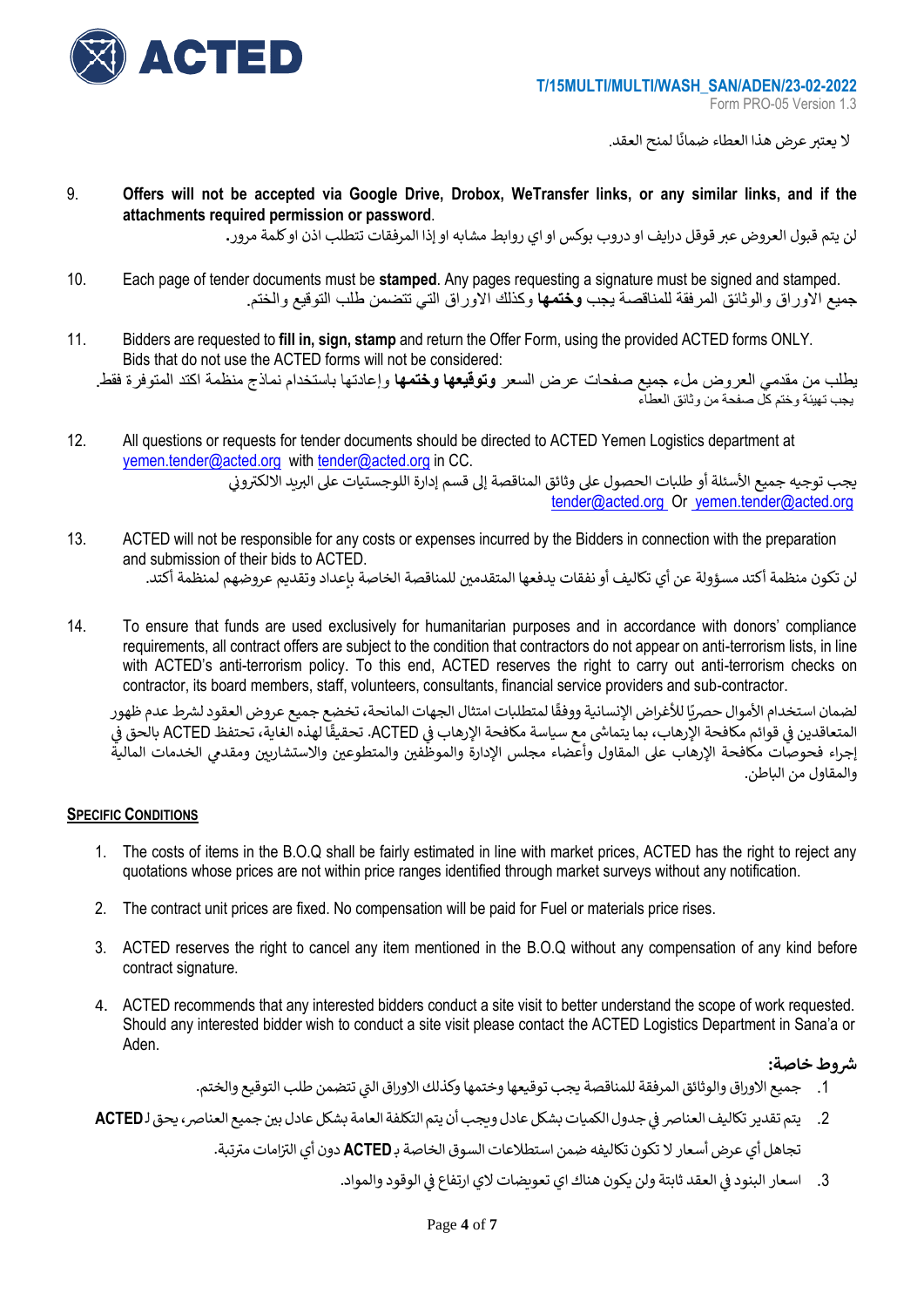لا يعتبر عرض هذا العطاء ضمانًا لمنح العقد.

9. **Offers will not be accepted via Google Drive, Drobox, WeTransfer links, or any similar links, and if the attachments required permission or password**.

   لن يتم قبول العروض عبر قوقل درايف او دروب بوكس او اي روابط مشابه او إذا المرفقات تتطلب اذن اوكلمة مرور.

10. Each page of tender documents must be **stamped**. Any pages requesting a signature must be signed and stamped.

    جميع الاوراق والوثائق المرفقة للمناقصة يجب **وختمها** وكذلك الاوراق التي تتضمن طلب التوقيع والختم.

11. Bidders are requested to **fill in, sign, stamp** and return the Offer Form, using the provided ACTED forms ONLY. Bids that do not use the ACTED forms will not be considered:

    يطلب من مقدمي العروض ملء جميع صفحات عرض السعر **وتوقيعها وختمها** وإعادتها باستخدام نماذج منظمة اكتد المتوفرة فقط.

    يجب تهيئة وختم كل صفحة من وثائق العطاء

12. All questions or requests for tender documents should be directed to ACTED Yemen Logistics department at yemen.tender@acted.org with tender@acted.org in CC.

    يجب توجيه جميع الأسئلة أو طلبات الحصول على وثائق المناقصة إلى قسم إدارة اللوجستيات على البريد الالكتروني tender@acted.org Or yemen.tender@acted.org

13. ACTED will not be responsible for any costs or expenses incurred by the Bidders in connection with the preparation and submission of their bids to ACTED.

    لن تكون منظمة أكتد مسؤولة عن أي تكاليف أو نفقات يدفعها المتقدمين للمناقصة الخاصة بإعداد وتقديم عروضهم لمنظمة أكتد.

14. To ensure that funds are used exclusively for humanitarian purposes and in accordance with donors' compliance requirements, all contract offers are subject to the condition that contractors do not appear on anti-terrorism lists, in line with ACTED's anti-terrorism policy. To this end, ACTED reserves the right to carry out anti-terrorism checks on contractor, its board members, staff, volunteers, consultants, financial service providers and sub-contractor.

    لضمان استخدام الأموال حصريًا للأغراض الإنسانية ووفقًا لمتطلبات امتثال الجهات المانحة، تخضع جميع عروض العقود لشرط عدم ظهور المتعاقدين في قوائم مكافحة الإرهاب، بما يتماشى مع سياسة مكافحة الإرهاب في ACTED. تحقيقًا لهذه الغاية، تحتفظ ACTED بالحق في إجراء فحوصات مكافحة الإرهاب على المقاول وأعضاء مجلس الإدارة والموظفين والمتطوعين والاستشاريين ومقدمي الخدمات المالية والمقاول من الباطن.

## Specific Conditions

1. The costs of items in the B.O.Q shall be fairly estimated in line with market prices, ACTED has the right to reject any quotations whose prices are not within price ranges identified through market surveys without any notification.
2. The contract unit prices are fixed. No compensation will be paid for Fuel or materials price rises.
3. ACTED reserves the right to cancel any item mentioned in the B.O.Q without any compensation of any kind before contract signature.
4. ACTED recommends that any interested bidders conduct a site visit to better understand the scope of work requested. Should any interested bidder wish to conduct a site visit please contact the ACTED Logistics Department in Sana'a or Aden.

**شروط خاصة:**

1. جميع الاوراق والوثائق المرفقة للمناقصة يجب توقيعها وختمها وكذلك الاوراق التي تتضمن طلب التوقيع والختم.
2. يتم تقدير تكاليف العناصر في جدول الكميات بشكل عادل ويجب أن يتم التكلفة العامة بشكل عادل بين جميع العناصر، يحق لـ **ACTED** تجاهل أي عرض أسعار لا تكون تكاليفه ضمن استطلاعات السوق الخاصة بـ **ACTED** دون أي التزامات مترتبة.
3. اسعار البنود في العقد ثابتة ولن يكون هناك اي تعويضات لاي ارتفاع في الوقود والمواد.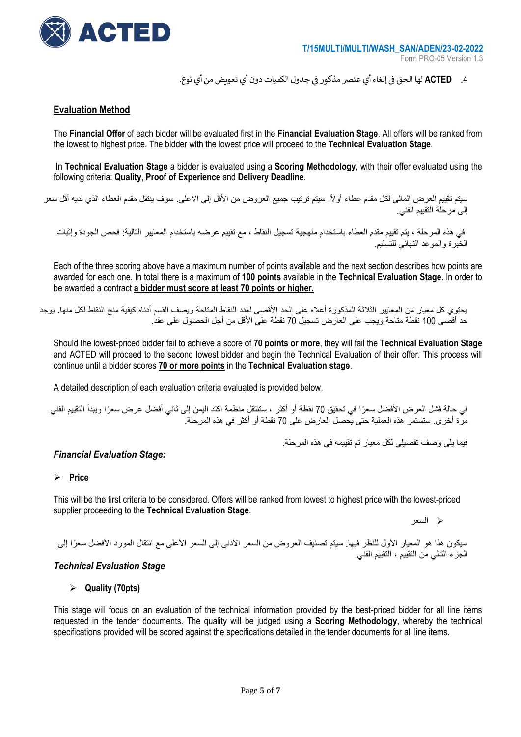4. **ACTED** لها الحق في إلغاء أي عنصر مذكور في جدول الكميات دون أي تعويض من أي نوع.

## Evaluation Method

The **Financial Offer** of each bidder will be evaluated first in the **Financial Evaluation Stage**. All offers will be ranked from the lowest to highest price. The bidder with the lowest price will proceed to the **Technical Evaluation Stage**.

In **Technical Evaluation Stage** a bidder is evaluated using a **Scoring Methodology**, with their offer evaluated using the following criteria: **Quality**, **Proof of Experience** and **Delivery Deadline**.

سيتم تقييم العرض المالي لكل مقدم عطاء أولاً. سيتم ترتيب جميع العروض من الأقل إلى الأعلى. سوف ينتقل مقدم العطاء الذي لديه أقل سعر إلى مرحلة التقييم الفني.

في هذه المرحلة ، يتم تقييم مقدم العطاء باستخدام منهجية تسجيل النقاط ، مع تقييم عرضه باستخدام المعايير التالية: فحص الجودة وإثبات الخبرة والموعد النهائي للتسليم.

Each of the three scoring above have a maximum number of points available and the next section describes how points are awarded for each one. In total there is a maximum of **100 points** available in the **Technical Evaluation Stage**. In order to be awarded a contract **a bidder must score at least 70 points or higher.**

يحتوي كل معيار من المعايير الثلاثة المذكورة أعلاه على الحد الأقصى لعدد النقاط المتاحة ويصف القسم أدناه كيفية منح النقاط لكل منها. يوجد حد أقصى 100 نقطة متاحة ويجب على العارض تسجيل 70 نقطة على الأقل من أجل الحصول على عقد.

Should the lowest-priced bidder fail to achieve a score of **70 points or more**, they will fail the **Technical Evaluation Stage** and ACTED will proceed to the second lowest bidder and begin the Technical Evaluation of their offer. This process will continue until a bidder scores **70 or more points** in the **Technical Evaluation stage**.

A detailed description of each evaluation criteria evaluated is provided below.

في حالة فشل العرض الأفضل سعرًا في تحقيق 70 نقطة أو أكثر ، ستنتقل منظمة اكتد اليمن إلى ثاني أفضل عرض سعرًا ويبدأ التقييم الفني مرة أخرى. ستستمر هذه العملية حتى يحصل العارض على 70 نقطة أو أكثر في هذه المرحلة.

فيما يلي وصف تفصيلي لكل معيار تم تقييمه في هذه المرحلة.

### *Financial Evaluation Stage:*

- **Price**

This will be the first criteria to be considered. Offers will be ranked from lowest to highest price with the lowest-priced supplier proceeding to the **Technical Evaluation Stage**.

- السعر

سيكون هذا هو المعيار الأول للنظر فيها. سيتم تصنيف العروض من السعر الأدنى إلى السعر الأعلى مع انتقال المورد الأفضل سعرًا إلى الجزء التالي من التقييم ، التقييم الفني.

### *Technical Evaluation Stage*

- **Quality (70pts)**

This stage will focus on an evaluation of the technical information provided by the best-priced bidder for all line items requested in the tender documents. The quality will be judged using a **Scoring Methodology**, whereby the technical specifications provided will be scored against the specifications detailed in the tender documents for all line items.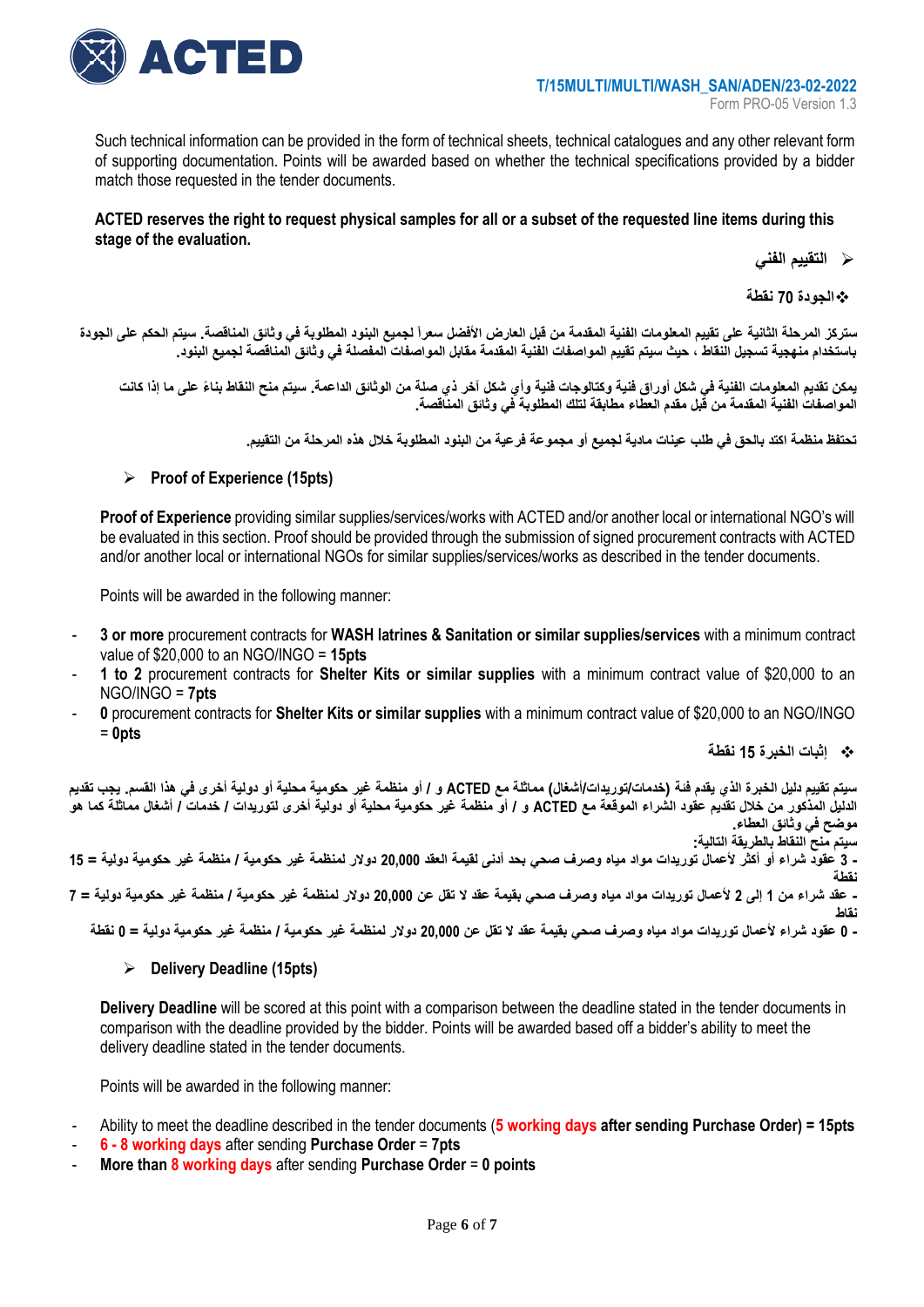Such technical information can be provided in the form of technical sheets, technical catalogues and any other relevant form of supporting documentation. Points will be awarded based on whether the technical specifications provided by a bidder match those requested in the tender documents.

**ACTED reserves the right to request physical samples for all or a subset of the requested line items during this stage of the evaluation.**

➢ **التقييم الفني**

❖ **الجودة 70 نقطة**

ستركز المرحلة الثانية على تقييم المعلومات الفنية المقدمة من قبل العارض الأفضل سعراً لجميع البنود المطلوبة في وثائق المناقصة. سيتم الحكم على الجودة باستخدام منهجية تسجيل النقاط ، حيث سيتم تقييم المواصفات الفنية المقدمة مقابل المواصفات المفصلة في وثائق المناقصة لجميع البنود.

يمكن تقديم المعلومات الفنية في شكل أوراق فنية وكتالوجات فنية وأي شكل آخر ذي صلة من الوثائق الداعمة. سيتم منح النقاط بناءً على ما إذا كانت المواصفات الفنية المقدمة من قبل مقدم العطاء مطابقة لتلك المطلوبة في وثائق المناقصة.

تحتفظ منظمة اكتد بالحق في طلب عينات مادية لجميع أو مجموعة فرعية من البنود المطلوبة خلال هذه المرحلة من التقييم.

➢ **Proof of Experience (15pts)**

**Proof of Experience** providing similar supplies/services/works with ACTED and/or another local or international NGO's will be evaluated in this section. Proof should be provided through the submission of signed procurement contracts with ACTED and/or another local or international NGOs for similar supplies/services/works as described in the tender documents.

Points will be awarded in the following manner:

- **3 or more** procurement contracts for **WASH latrines & Sanitation or similar supplies/services** with a minimum contract value of $20,000 to an NGO/INGO = **15pts**
- **1 to 2** procurement contracts for **Shelter Kits or similar supplies** with a minimum contract value of $20,000 to an NGO/INGO = **7pts**
- **0** procurement contracts for **Shelter Kits or similar supplies** with a minimum contract value of $20,000 to an NGO/INGO = **0pts**

❖ **إثبات الخبرة 15 نقطة**

سيتم تقييم دليل الخبرة الذي يقدم فئة (خدمات/توريدات/أشغال) مماثلة مع ACTED و / أو منظمة غير حكومية محلية أو دولية أخرى في هذا القسم. يجب تقديم الدليل المذكور من خلال تقديم عقود الشراء الموقعة مع ACTED و / أو منظمة غير حكومية محلية أو دولية أخرى لتوريدات / خدمات / أشغال مماثلة كما هو موضح في وثائق العطاء.

سيتم منح النقاط بالطريقة التالية:

- 3 عقود شراء أو أكثر لأعمال توريدات مواد مياه وصرف صحي بحد أدنى لقيمة العقد 20,000 دولار لمنظمة غير حكومية / منظمة غير حكومية دولية = 15 نقطة
- عقد شراء من 1 إلى 2 لأعمال توريدات مواد مياه وصرف صحي بقيمة عقد لا تقل عن 20,000 دولار لمنظمة غير حكومية / منظمة غير حكومية دولية = 7 نقاط
- 0 عقود شراء لأعمال توريدات مواد مياه وصرف صحي بقيمة عقد لا تقل عن 20,000 دولار لمنظمة غير حكومية / منظمة غير حكومية دولية = 0 نقطة

➢ **Delivery Deadline (15pts)**

**Delivery Deadline** will be scored at this point with a comparison between the deadline stated in the tender documents in comparison with the deadline provided by the bidder. Points will be awarded based off a bidder's ability to meet the delivery deadline stated in the tender documents.

Points will be awarded in the following manner:

- Ability to meet the deadline described in the tender documents (**5 working days after sending Purchase Order) = 15pts**
- **6 - 8 working days** after sending **Purchase Order** = **7pts**
- **More than 8 working days after sending Purchase Order = 0 points**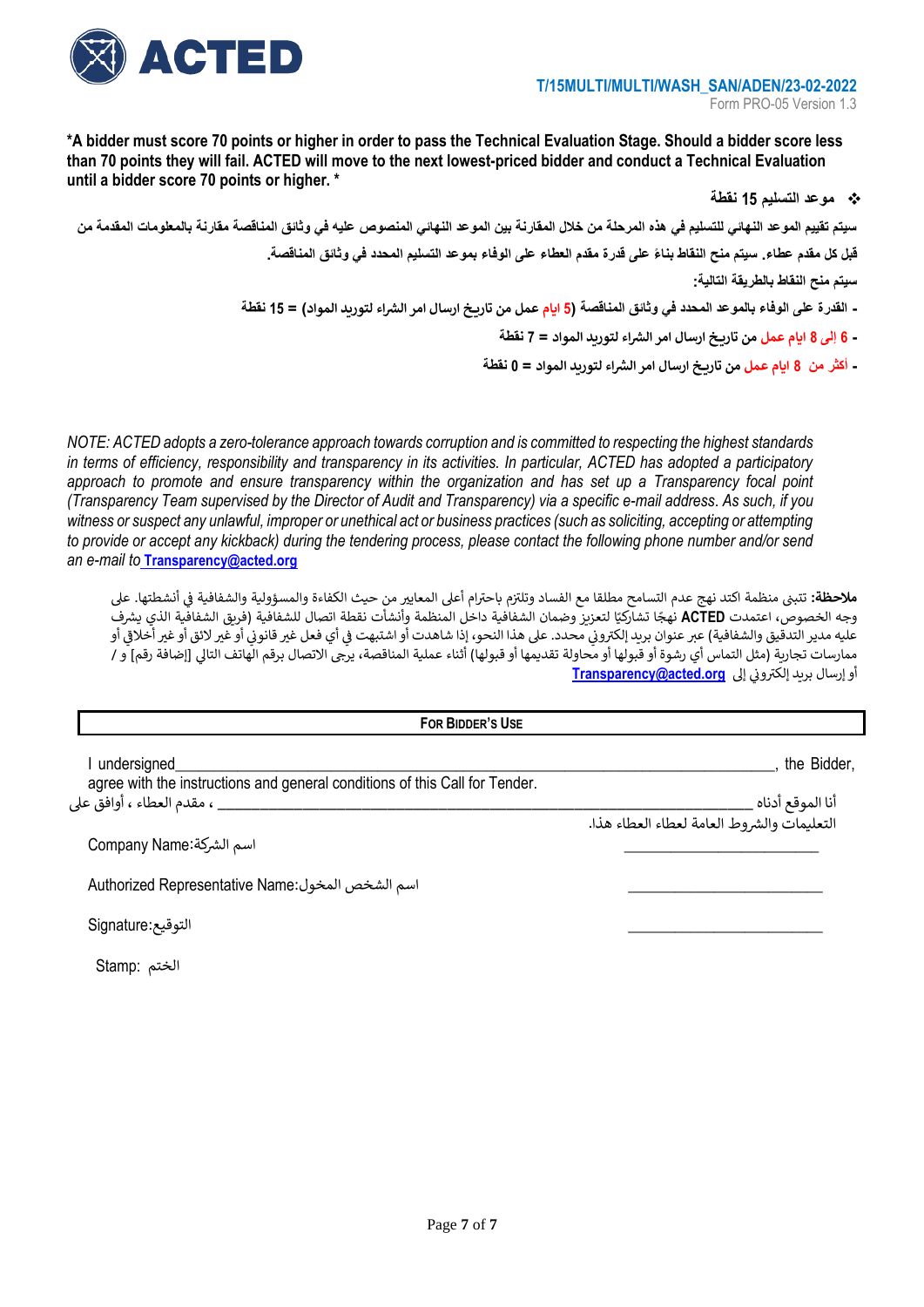*A bidder must score 70 points or higher in order to pass the Technical Evaluation Stage. Should a bidder score less than 70 points they will fail. ACTED will move to the next lowest-priced bidder and conduct a Technical Evaluation until a bidder score 70 points or higher. *

- **موعد التسليم 15 نقطة**

**سيتم تقييم الموعد النهائي للتسليم في هذه المرحلة من خلال المقارنة بين الموعد النهائي المنصوص عليه في وثائق المناقصة مقارنة بالمعلومات المقدمة من قبل كل مقدم عطاء. سيتم منح النقاط بناءً على قدرة مقدم العطاء على الوفاء بموعد التسليم المحدد في وثائق المناقصة.**

**سيتم منح النقاط بالطريقة التالية:**

- **القدرة على الوفاء بالموعد المحدد في وثائق المناقصة (5 ايام عمل من تاريخ ارسال امر الشراء لتوريد المواد) = 15 نقطة**
- **6 إلى 8 ايام عمل من تاريخ ارسال امر الشراء لتوريد المواد = 7 نقطة**
- **أكثر من 8 ايام عمل من تاريخ ارسال امر الشراء لتوريد المواد = 0 نقطة**

*NOTE: ACTED adopts a zero-tolerance approach towards corruption and is committed to respecting the highest standards in terms of efficiency, responsibility and transparency in its activities. In particular, ACTED has adopted a participatory approach to promote and ensure transparency within the organization and has set up a Transparency focal point (Transparency Team supervised by the Director of Audit and Transparency) via a specific e-mail address. As such, if you witness or suspect any unlawful, improper or unethical act or business practices (such as soliciting, accepting or attempting to propose or accept any kickback) during the tendering process, please contact the following phone number and/or send an e-mail to* Transparency@acted.org

**ملاحظة:** تتبنى منظمة اكتد نهج عدم التسامح مطلقا مع الفساد وتلتزم باحترام أعلى المعايير من حيث الكفاءة والمسؤولية والشفافية في أنشطتها. على وجه الخصوص، اعتمدت ACTED نهجًا تشاركيًا لتعزيز وضمان الشفافية داخل المنظمة وأنشأت نقطة اتصال للشفافية (فريق الشفافية الذي يشرف عليه مدير التدقيق والشفافية) عبر عنوان بريد إلكتروني محدد. على هذا النحو، إذا شاهدت أو اشتبهت في أي فعل غير قانوني أو غير لائق أو غير أخلاقي أو ممارسات تجارية (مثل التماس أي رشوة أو قبولها أو محاولة تقديمها أو قبولها) أثناء عملية المناقصة، يرجى الاتصال برقم الهاتف التالي [إضافة رقم] و / أو إرسال بريد إلكتروني إلى Transparency@acted.org

| **For Bidder's Use** |
|---|

I undersigned_______________________________________________________________, the Bidder, agree with the instructions and general conditions of this Call for Tender.

أنا الموقع أدناه _______________________________________________ ، مقدم العطاء ، أوافق على التعليمات والشروط العامة لعطاء العطاء هذا.

Company Name:اسم الشركة ______________________

Authorized Representative Name:اسم الشخص المخول ______________________

Signature:التوقيع ______________________

Stamp: الختم